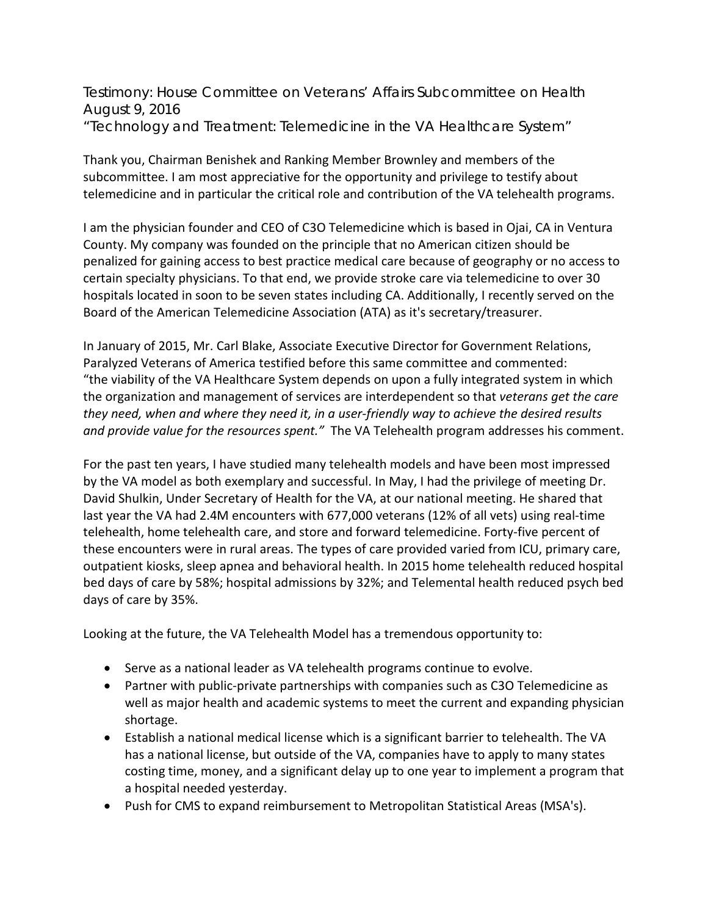# Testimony: House Committee on Veterans' Affairs Subcommittee on Health
## August 9, 2016
## "Technology and Treatment: Telemedicine in the VA Healthcare System"

Thank you, Chairman Benishek and Ranking Member Brownley and members of the subcommittee. I am most appreciative for the opportunity and privilege to testify about telemedicine and in particular the critical role and contribution of the VA telehealth programs.

I am the physician founder and CEO of C3O Telemedicine which is based in Ojai, CA in Ventura County. My company was founded on the principle that no American citizen should be penalized for gaining access to best practice medical care because of geography or no access to certain specialty physicians. To that end, we provide stroke care via telemedicine to over 30 hospitals located in soon to be seven states including CA. Additionally, I recently served on the Board of the American Telemedicine Association (ATA) as it's secretary/treasurer.

In January of 2015, Mr. Carl Blake, Associate Executive Director for Government Relations, Paralyzed Veterans of America testified before this same committee and commented: "the viability of the VA Healthcare System depends on upon a fully integrated system in which the organization and management of services are interdependent so that *veterans get the care they need, when and where they need it, in a user-friendly way to achieve the desired results and provide value for the resources spent."* The VA Telehealth program addresses his comment.

For the past ten years, I have studied many telehealth models and have been most impressed by the VA model as both exemplary and successful. In May, I had the privilege of meeting Dr. David Shulkin, Under Secretary of Health for the VA, at our national meeting. He shared that last year the VA had 2.4M encounters with 677,000 veterans (12% of all vets) using real-time telehealth, home telehealth care, and store and forward telemedicine. Forty-five percent of these encounters were in rural areas. The types of care provided varied from ICU, primary care, outpatient kiosks, sleep apnea and behavioral health. In 2015 home telehealth reduced hospital bed days of care by 58%; hospital admissions by 32%; and Telemental health reduced psych bed days of care by 35%.

Looking at the future, the VA Telehealth Model has a tremendous opportunity to:

- Serve as a national leader as VA telehealth programs continue to evolve.
- Partner with public-private partnerships with companies such as C3O Telemedicine as well as major health and academic systems to meet the current and expanding physician shortage.
- Establish a national medical license which is a significant barrier to telehealth. The VA has a national license, but outside of the VA, companies have to apply to many states costing time, money, and a significant delay up to one year to implement a program that a hospital needed yesterday.
- Push for CMS to expand reimbursement to Metropolitan Statistical Areas (MSA's).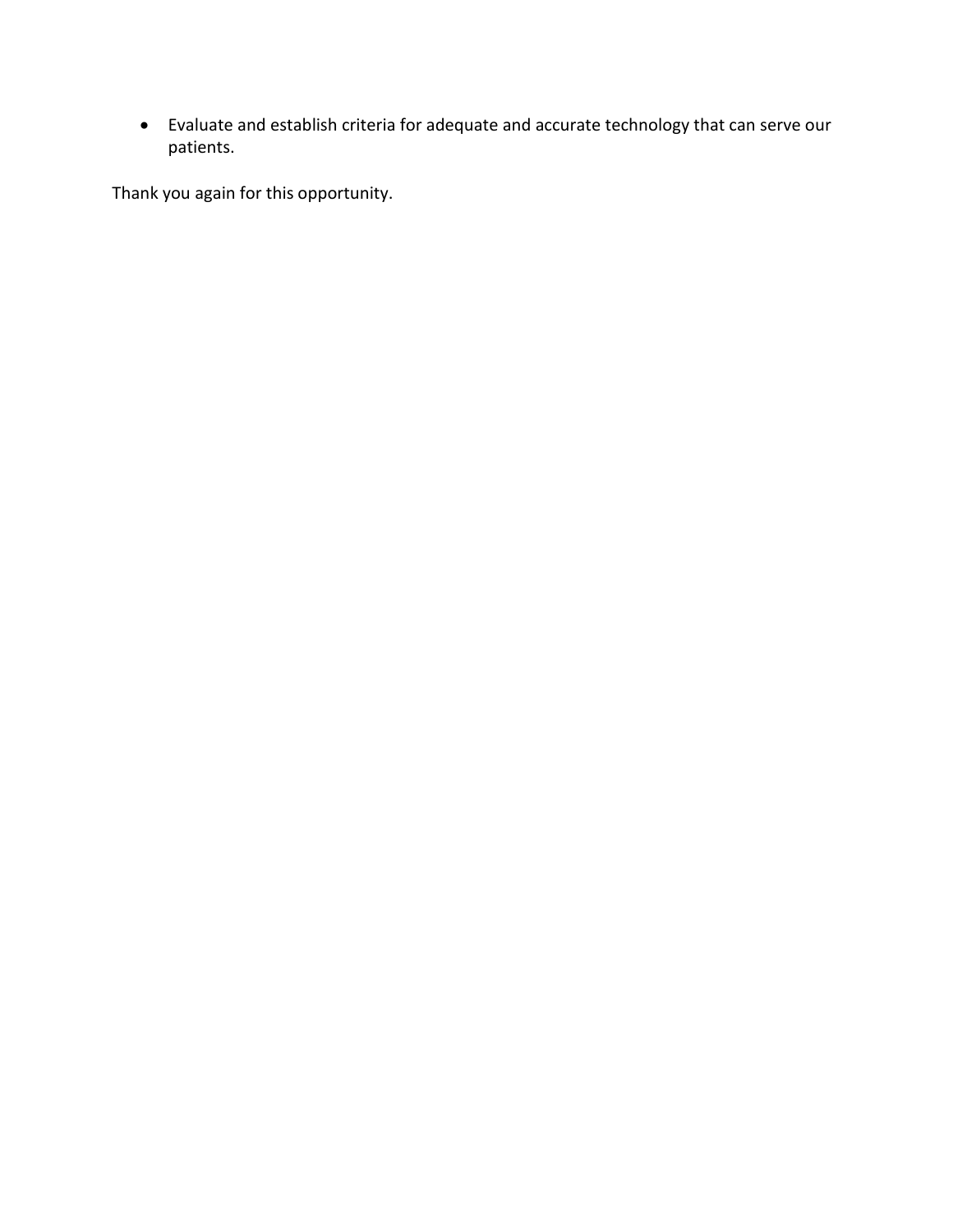- Evaluate and establish criteria for adequate and accurate technology that can serve our patients.

Thank you again for this opportunity.